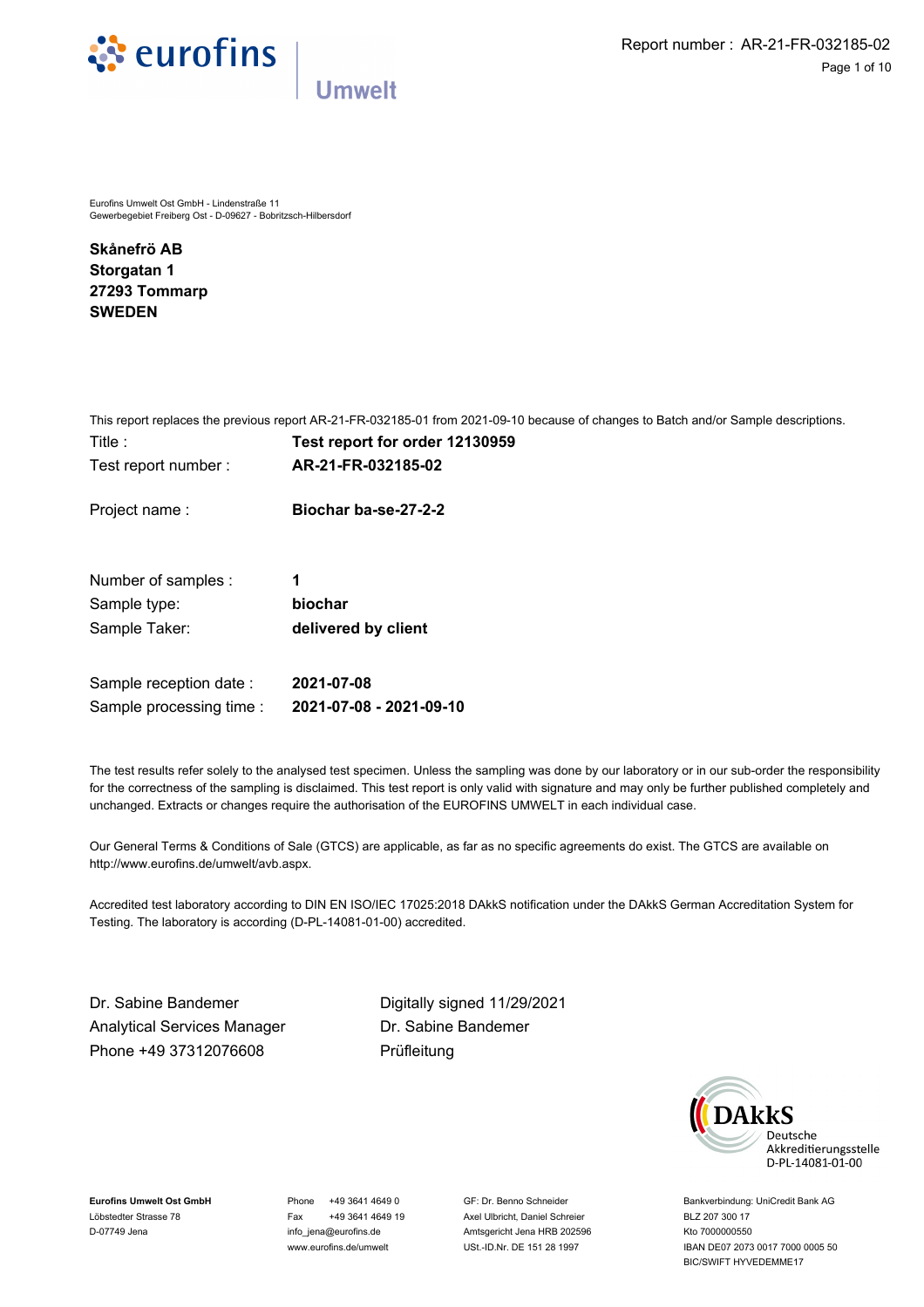eurofins | Umwelt

Eurofins Umwelt Ost GmbH - Lindenstraße 11
Gewerbegebiet Freiberg Ost - D-09627 - Bobritzsch-Hilbersdorf

**Skånefrö AB**
**Storgatan 1**
**27293 Tommarp**
**SWEDEN**

This report replaces the previous report AR-21-FR-032185-01 from 2021-09-10 because of changes to Batch and/or Sample descriptions.

| | |
|---|---|
| Title : | **Test report for order 12130959** |
| Test report number : | **AR-21-FR-032185-02** |
| Project name : | **Biochar ba-se-27-2-2** |
| Number of samples : | **1** |
| Sample type: | **biochar** |
| Sample Taker: | **delivered by client** |
| Sample reception date : | **2021-07-08** |
| Sample processing time : | **2021-07-08 - 2021-09-10** |

The test results refer solely to the analysed test specimen. Unless the sampling was done by our laboratory or in our sub-order the responsibility for the correctness of the sampling is disclaimed. This test report is only valid with signature and may only be further published completely and unchanged. Extracts or changes require the authorisation of the EUROFINS UMWELT in each individual case.

Our General Terms & Conditions of Sale (GTCS) are applicable, as far as no specific agreements do exist. The GTCS are available on http://www.eurofins.de/umwelt/avb.aspx.

Accredited test laboratory according to DIN EN ISO/IEC 17025:2018 DAkkS notification under the DAkkS German Accreditation System for Testing. The laboratory is according (D-PL-14081-01-00) accredited.

Dr. Sabine Bandemer
Analytical Services Manager
Phone +49 37312076608

Digitally signed 11/29/2021
Dr. Sabine Bandemer
Prüfleitung

DAkkS Deutsche Akkreditierungsstelle D-PL-14081-01-00

**Eurofins Umwelt Ost GmbH**
Löbstedter Strasse 78
D-07749 Jena

Phone +49 3641 4649 0
Fax +49 3641 4649 19
info_jena@eurofins.de
www.eurofins.de/umwelt

GF: Dr. Benno Schneider
Axel Ulbricht, Daniel Schreier
Amtsgericht Jena HRB 202596
USt.-ID.Nr. DE 151 28 1997

Bankverbindung: UniCredit Bank AG
BLZ 207 300 17
Kto 7000000550
IBAN DE07 2073 0017 7000 0005 50
BIC/SWIFT HYVEDEMME17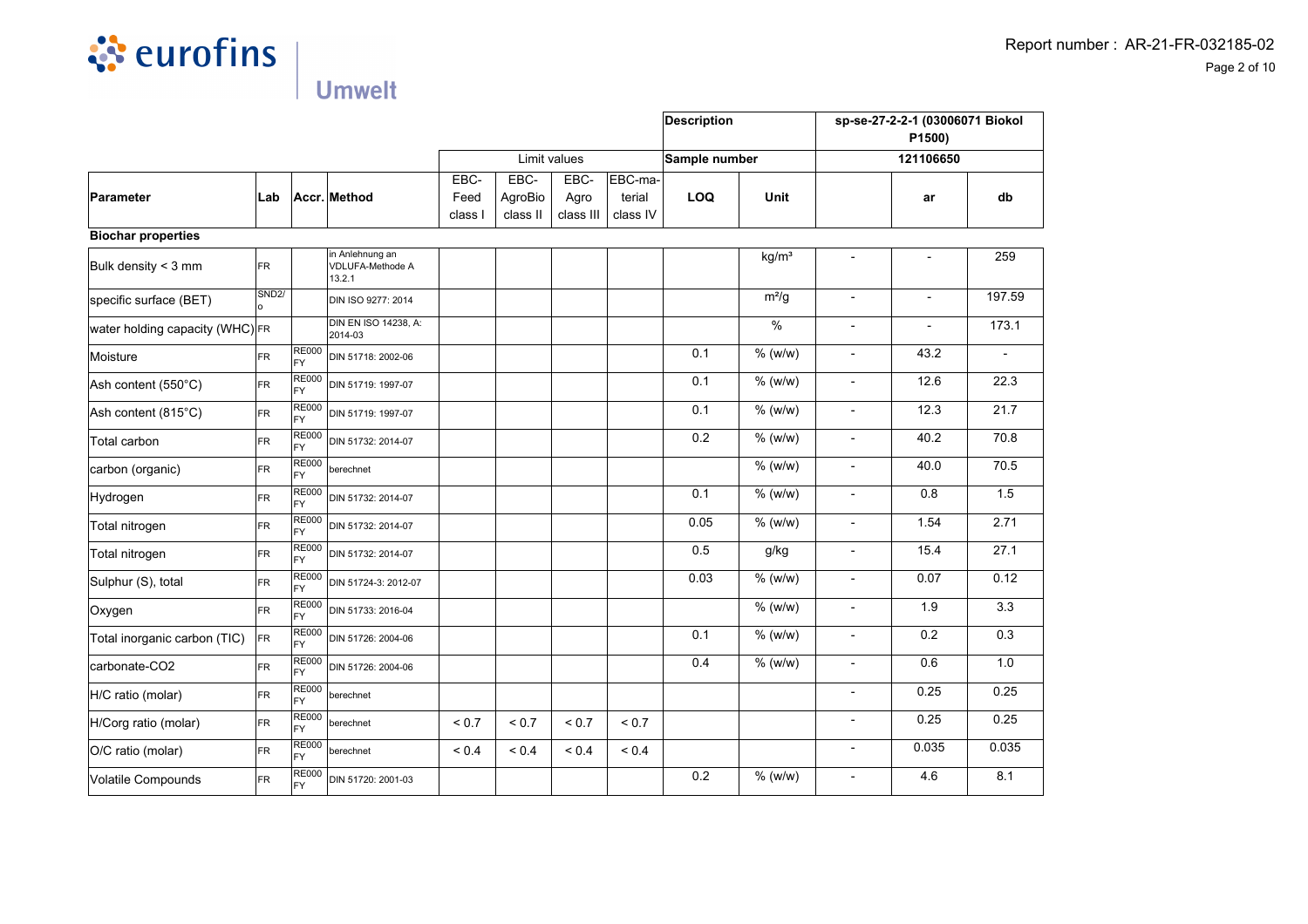|  |  |  |  |  |  |  |  | Description |  | sp-se-27-2-2-1 (03006071 Biokol P1500) |  |  |
|---|---|---|---|---|---|---|---|---|---|---|---|---|
|  |  |  |  | Limit values |  |  |  | Sample number |  | 121106650 |  |  |
| Parameter | Lab | Accr. | Method | EBC-Feed class I | EBC-AgroBio class II | EBC-Agro class III | EBC-material class IV | LOQ | Unit |  | ar | db |
| **Biochar properties** |  |  |  |  |  |  |  |  |  |  |  |  |
| Bulk density < 3 mm | FR |  | in Anlehnung an VDLUFA-Methode A 13.2.1 |  |  |  |  |  | kg/m³ | - | - | 259 |
| specific surface (BET) | SND2/o |  | DIN ISO 9277: 2014 |  |  |  |  |  | m²/g | - | - | 197.59 |
| water holding capacity (WHC) | FR |  | DIN EN ISO 14238, A: 2014-03 |  |  |  |  |  | % | - | - | 173.1 |
| Moisture | FR | RE000FY | DIN 51718: 2002-06 |  |  |  |  | 0.1 | % (w/w) | - | 43.2 | - |
| Ash content (550°C) | FR | RE000FY | DIN 51719: 1997-07 |  |  |  |  | 0.1 | % (w/w) | - | 12.6 | 22.3 |
| Ash content (815°C) | FR | RE000FY | DIN 51719: 1997-07 |  |  |  |  | 0.1 | % (w/w) | - | 12.3 | 21.7 |
| Total carbon | FR | RE000FY | DIN 51732: 2014-07 |  |  |  |  | 0.2 | % (w/w) | - | 40.2 | 70.8 |
| carbon (organic) | FR | RE000FY | berechnet |  |  |  |  |  | % (w/w) | - | 40.0 | 70.5 |
| Hydrogen | FR | RE000FY | DIN 51732: 2014-07 |  |  |  |  | 0.1 | % (w/w) | - | 0.8 | 1.5 |
| Total nitrogen | FR | RE000FY | DIN 51732: 2014-07 |  |  |  |  | 0.05 | % (w/w) | - | 1.54 | 2.71 |
| Total nitrogen | FR | RE000FY | DIN 51732: 2014-07 |  |  |  |  | 0.5 | g/kg | - | 15.4 | 27.1 |
| Sulphur (S), total | FR | RE000FY | DIN 51724-3: 2012-07 |  |  |  |  | 0.03 | % (w/w) | - | 0.07 | 0.12 |
| Oxygen | FR | RE000FY | DIN 51733: 2016-04 |  |  |  |  |  | % (w/w) | - | 1.9 | 3.3 |
| Total inorganic carbon (TIC) | FR | RE000FY | DIN 51726: 2004-06 |  |  |  |  | 0.1 | % (w/w) | - | 0.2 | 0.3 |
| carbonate-CO2 | FR | RE000FY | DIN 51726: 2004-06 |  |  |  |  | 0.4 | % (w/w) | - | 0.6 | 1.0 |
| H/C ratio (molar) | FR | RE000FY | berechnet |  |  |  |  |  |  | - | 0.25 | 0.25 |
| H/Corg ratio (molar) | FR | RE000FY | berechnet | < 0.7 | < 0.7 | < 0.7 | < 0.7 |  |  | - | 0.25 | 0.25 |
| O/C ratio (molar) | FR | RE000FY | berechnet | < 0.4 | < 0.4 | < 0.4 | < 0.4 |  |  | - | 0.035 | 0.035 |
| Volatile Compounds | FR | RE000FY | DIN 51720: 2001-03 |  |  |  |  | 0.2 | % (w/w) | - | 4.6 | 8.1 |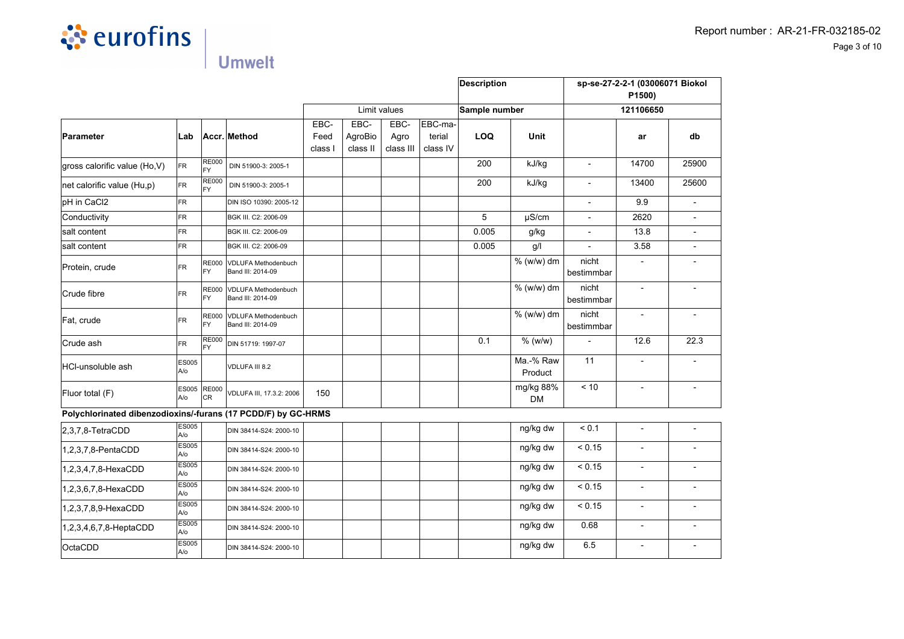| Parameter | Lab | Accr. | Method | EBC-Feed class I | EBC-AgroBio class II | EBC-Agro class III | EBC-material class IV | LOQ | Unit | | ar | db |
|---|---|---|---|---|---|---|---|---|---|---|---|---|
| | | | | Limit values | | | | **Description** | | sp-se-27-2-2-1 (03006071 Biokol P1500) | | |
| | | | | | | | | **Sample number** | | 121106650 | | |
| gross calorific value (Ho,V) | FR | RE000FY | DIN 51900-3: 2005-1 | | | | | 200 | kJ/kg | - | 14700 | 25900 |
| net calorific value (Hu,p) | FR | RE000FY | DIN 51900-3: 2005-1 | | | | | 200 | kJ/kg | - | 13400 | 25600 |
| pH in CaCl2 | FR | | DIN ISO 10390: 2005-12 | | | | | | | - | 9.9 | - |
| Conductivity | FR | | BGK III. C2: 2006-09 | | | | | 5 | µS/cm | - | 2620 | - |
| salt content | FR | | BGK III. C2: 2006-09 | | | | | 0.005 | g/kg | - | 13.8 | - |
| salt content | FR | | BGK III. C2: 2006-09 | | | | | 0.005 | g/l | - | 3.58 | - |
| Protein, crude | FR | RE000FY | VDLUFA Methodenbuch Band III: 2014-09 | | | | | | % (w/w) dm | nicht bestimmbar | - | - |
| Crude fibre | FR | RE000FY | VDLUFA Methodenbuch Band III: 2014-09 | | | | | | % (w/w) dm | nicht bestimmbar | - | - |
| Fat, crude | FR | RE000FY | VDLUFA Methodenbuch Band III: 2014-09 | | | | | | % (w/w) dm | nicht bestimmbar | - | - |
| Crude ash | FR | RE000FY | DIN 51719: 1997-07 | | | | | 0.1 | % (w/w) | - | 12.6 | 22.3 |
| HCl-unsoluble ash | ES005A/o | | VDLUFA III 8.2 | | | | | | Ma.-% Raw Product | 11 | - | - |
| Fluor total (F) | ES005A/o | RE000CR | VDLUFA III, 17.3.2: 2006 | 150 | | | | | mg/kg 88% DM | < 10 | - | - |
| **Polychlorinated dibenzodioxins/-furans (17 PCDD/F) by GC-HRMS** | | | | | | | | | | | | |
| 2,3,7,8-TetraCDD | ES005A/o | | DIN 38414-S24: 2000-10 | | | | | | ng/kg dw | < 0.1 | - | - |
| 1,2,3,7,8-PentaCDD | ES005A/o | | DIN 38414-S24: 2000-10 | | | | | | ng/kg dw | < 0.15 | - | - |
| 1,2,3,4,7,8-HexaCDD | ES005A/o | | DIN 38414-S24: 2000-10 | | | | | | ng/kg dw | < 0.15 | - | - |
| 1,2,3,6,7,8-HexaCDD | ES005A/o | | DIN 38414-S24: 2000-10 | | | | | | ng/kg dw | < 0.15 | - | - |
| 1,2,3,7,8,9-HexaCDD | ES005A/o | | DIN 38414-S24: 2000-10 | | | | | | ng/kg dw | < 0.15 | - | - |
| 1,2,3,4,6,7,8-HeptaCDD | ES005A/o | | DIN 38414-S24: 2000-10 | | | | | | ng/kg dw | 0.68 | - | - |
| OctaCDD | ES005A/o | | DIN 38414-S24: 2000-10 | | | | | | ng/kg dw | 6.5 | - | - |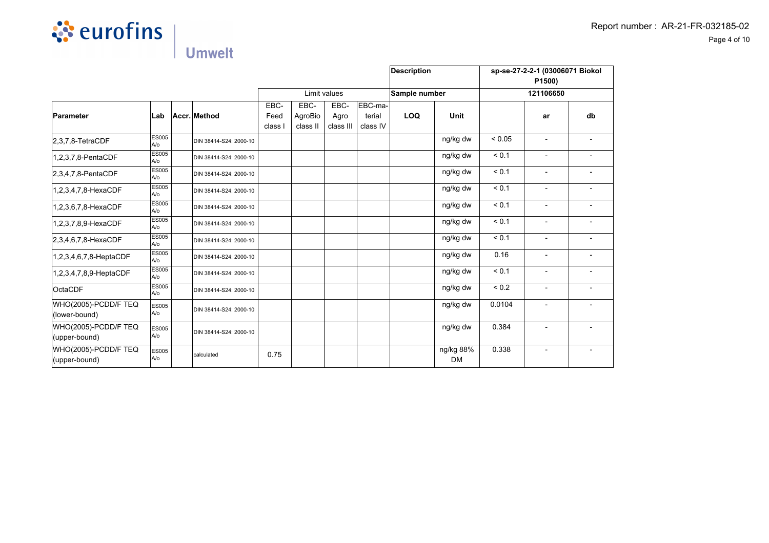| | | | | | | | Description | | sp-se-27-2-2-1 (03006071 Biokol P1500) | | |
|---|---|---|---|---|---|---|---|---|---|---|---|
| | | | Limit values | | | | Sample number | | 121106650 | | |
| Parameter | Lab | Accr. Method | EBC-Feed class I | EBC-AgroBio class II | EBC-Agro class III | EBC-material class IV | LOQ | Unit | | ar | db |
| 2,3,7,8-TetraCDF | ES005 A/o | DIN 38414-S24: 2000-10 | | | | | | ng/kg dw | < 0.05 | - | - |
| 1,2,3,7,8-PentaCDF | ES005 A/o | DIN 38414-S24: 2000-10 | | | | | | ng/kg dw | < 0.1 | - | - |
| 2,3,4,7,8-PentaCDF | ES005 A/o | DIN 38414-S24: 2000-10 | | | | | | ng/kg dw | < 0.1 | - | - |
| 1,2,3,4,7,8-HexaCDF | ES005 A/o | DIN 38414-S24: 2000-10 | | | | | | ng/kg dw | < 0.1 | - | - |
| 1,2,3,6,7,8-HexaCDF | ES005 A/o | DIN 38414-S24: 2000-10 | | | | | | ng/kg dw | < 0.1 | - | - |
| 1,2,3,7,8,9-HexaCDF | ES005 A/o | DIN 38414-S24: 2000-10 | | | | | | ng/kg dw | < 0.1 | - | - |
| 2,3,4,6,7,8-HexaCDF | ES005 A/o | DIN 38414-S24: 2000-10 | | | | | | ng/kg dw | < 0.1 | - | - |
| 1,2,3,4,6,7,8-HeptaCDF | ES005 A/o | DIN 38414-S24: 2000-10 | | | | | | ng/kg dw | 0.16 | - | - |
| 1,2,3,4,7,8,9-HeptaCDF | ES005 A/o | DIN 38414-S24: 2000-10 | | | | | | ng/kg dw | < 0.1 | - | - |
| OctaCDF | ES005 A/o | DIN 38414-S24: 2000-10 | | | | | | ng/kg dw | < 0.2 | - | - |
| WHO(2005)-PCDD/F TEQ (lower-bound) | ES005 A/o | DIN 38414-S24: 2000-10 | | | | | | ng/kg dw | 0.0104 | - | - |
| WHO(2005)-PCDD/F TEQ (upper-bound) | ES005 A/o | DIN 38414-S24: 2000-10 | | | | | | ng/kg dw | 0.384 | - | - |
| WHO(2005)-PCDD/F TEQ (upper-bound) | ES005 A/o | calculated | 0.75 | | | | | ng/kg 88% DM | 0.338 | - | - |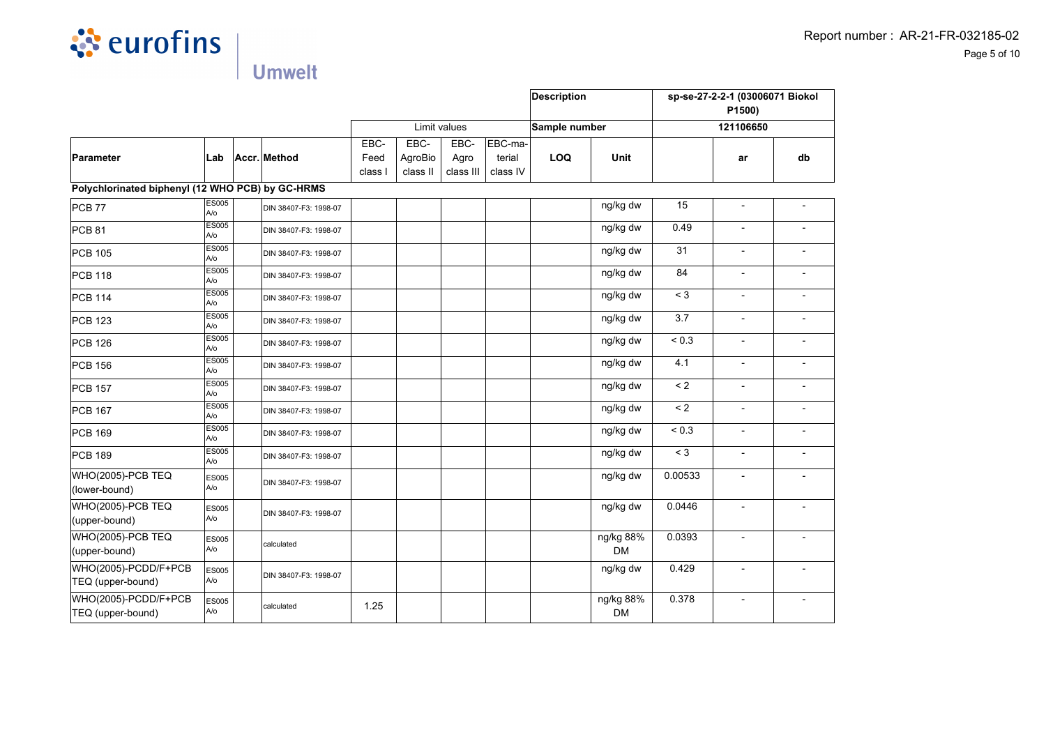| | | | | | | | | Description | | sp-se-27-2-2-1 (03006071 Biokol P1500) | | |
|---|---|---|---|---|---|---|---|---|---|---|---|---|
| | | | | Limit values | | | | Sample number | | 121106650 | | |
| Parameter | Lab | Accr. | Method | EBC-Feed class I | EBC-AgroBio class II | EBC-Agro class III | EBC-material class IV | LOQ | Unit | | ar | db |
| **Polychlorinated biphenyl (12 WHO PCB) by GC-HRMS** | | | | | | | | | | | | |
| PCB 77 | ES005 A/o | | DIN 38407-F3: 1998-07 | | | | | | ng/kg dw | 15 | - | - |
| PCB 81 | ES005 A/o | | DIN 38407-F3: 1998-07 | | | | | | ng/kg dw | 0.49 | - | - |
| PCB 105 | ES005 A/o | | DIN 38407-F3: 1998-07 | | | | | | ng/kg dw | 31 | - | - |
| PCB 118 | ES005 A/o | | DIN 38407-F3: 1998-07 | | | | | | ng/kg dw | 84 | - | - |
| PCB 114 | ES005 A/o | | DIN 38407-F3: 1998-07 | | | | | | ng/kg dw | < 3 | - | - |
| PCB 123 | ES005 A/o | | DIN 38407-F3: 1998-07 | | | | | | ng/kg dw | 3.7 | - | - |
| PCB 126 | ES005 A/o | | DIN 38407-F3: 1998-07 | | | | | | ng/kg dw | < 0.3 | - | - |
| PCB 156 | ES005 A/o | | DIN 38407-F3: 1998-07 | | | | | | ng/kg dw | 4.1 | - | - |
| PCB 157 | ES005 A/o | | DIN 38407-F3: 1998-07 | | | | | | ng/kg dw | < 2 | - | - |
| PCB 167 | ES005 A/o | | DIN 38407-F3: 1998-07 | | | | | | ng/kg dw | < 2 | - | - |
| PCB 169 | ES005 A/o | | DIN 38407-F3: 1998-07 | | | | | | ng/kg dw | < 0.3 | - | - |
| PCB 189 | ES005 A/o | | DIN 38407-F3: 1998-07 | | | | | | ng/kg dw | < 3 | - | - |
| WHO(2005)-PCB TEQ (lower-bound) | ES005 A/o | | DIN 38407-F3: 1998-07 | | | | | | ng/kg dw | 0.00533 | - | - |
| WHO(2005)-PCB TEQ (upper-bound) | ES005 A/o | | DIN 38407-F3: 1998-07 | | | | | | ng/kg dw | 0.0446 | - | - |
| WHO(2005)-PCB TEQ (upper-bound) | ES005 A/o | | calculated | | | | | | ng/kg 88% DM | 0.0393 | - | - |
| WHO(2005)-PCDD/F+PCB TEQ (upper-bound) | ES005 A/o | | DIN 38407-F3: 1998-07 | | | | | | ng/kg dw | 0.429 | - | - |
| WHO(2005)-PCDD/F+PCB TEQ (upper-bound) | ES005 A/o | | calculated | 1.25 | | | | | ng/kg 88% DM | 0.378 | - | - |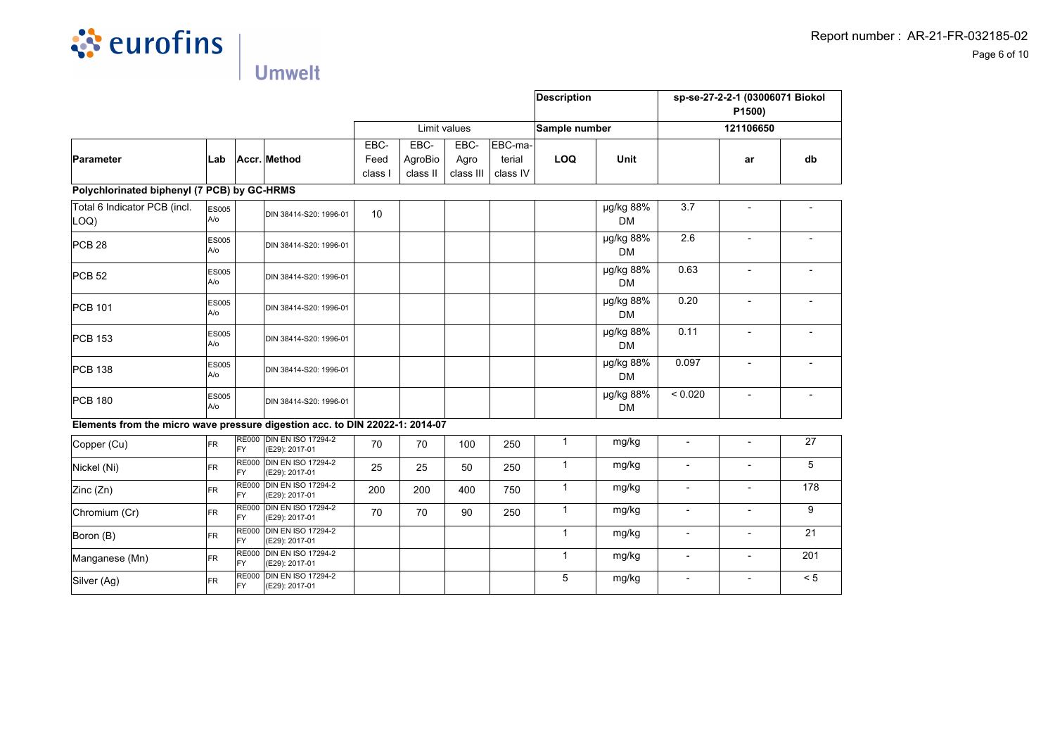| | | | | | | | | Description | | sp-se-27-2-2-1 (03006071 Biokol P1500) | | |
|---|---|---|---|---|---|---|---|---|---|---|---|---|
| | | | | Limit values | | | | Sample number | | 121106650 | | |
| Parameter | Lab | Accr. | Method | EBC-Feed class I | EBC-AgroBio class II | EBC-Agro class III | EBC-material class IV | LOQ | Unit | | ar | db |
| **Polychlorinated biphenyl (7 PCB) by GC-HRMS** | | | | | | | | | | | | |
| Total 6 Indicator PCB (incl. LOQ) | ES005 A/o | | DIN 38414-S20: 1996-01 | 10 | | | | | µg/kg 88% DM | 3.7 | - | - |
| PCB 28 | ES005 A/o | | DIN 38414-S20: 1996-01 | | | | | | µg/kg 88% DM | 2.6 | - | - |
| PCB 52 | ES005 A/o | | DIN 38414-S20: 1996-01 | | | | | | µg/kg 88% DM | 0.63 | - | - |
| PCB 101 | ES005 A/o | | DIN 38414-S20: 1996-01 | | | | | | µg/kg 88% DM | 0.20 | - | - |
| PCB 153 | ES005 A/o | | DIN 38414-S20: 1996-01 | | | | | | µg/kg 88% DM | 0.11 | - | - |
| PCB 138 | ES005 A/o | | DIN 38414-S20: 1996-01 | | | | | | µg/kg 88% DM | 0.097 | - | - |
| PCB 180 | ES005 A/o | | DIN 38414-S20: 1996-01 | | | | | | µg/kg 88% DM | < 0.020 | - | - |
| **Elements from the micro wave pressure digestion acc. to DIN 22022-1: 2014-07** | | | | | | | | | | | | |
| Copper (Cu) | FR | RE000 FY | DIN EN ISO 17294-2 (E29): 2017-01 | 70 | 70 | 100 | 250 | 1 | mg/kg | - | - | 27 |
| Nickel (Ni) | FR | RE000 FY | DIN EN ISO 17294-2 (E29): 2017-01 | 25 | 25 | 50 | 250 | 1 | mg/kg | - | - | 5 |
| Zinc (Zn) | FR | RE000 FY | DIN EN ISO 17294-2 (E29): 2017-01 | 200 | 200 | 400 | 750 | 1 | mg/kg | - | - | 178 |
| Chromium (Cr) | FR | RE000 FY | DIN EN ISO 17294-2 (E29): 2017-01 | 70 | 70 | 90 | 250 | 1 | mg/kg | - | - | 9 |
| Boron (B) | FR | RE000 FY | DIN EN ISO 17294-2 (E29): 2017-01 | | | | | 1 | mg/kg | - | - | 21 |
| Manganese (Mn) | FR | RE000 FY | DIN EN ISO 17294-2 (E29): 2017-01 | | | | | 1 | mg/kg | - | - | 201 |
| Silver (Ag) | FR | RE000 FY | DIN EN ISO 17294-2 (E29): 2017-01 | | | | | 5 | mg/kg | - | - | < 5 |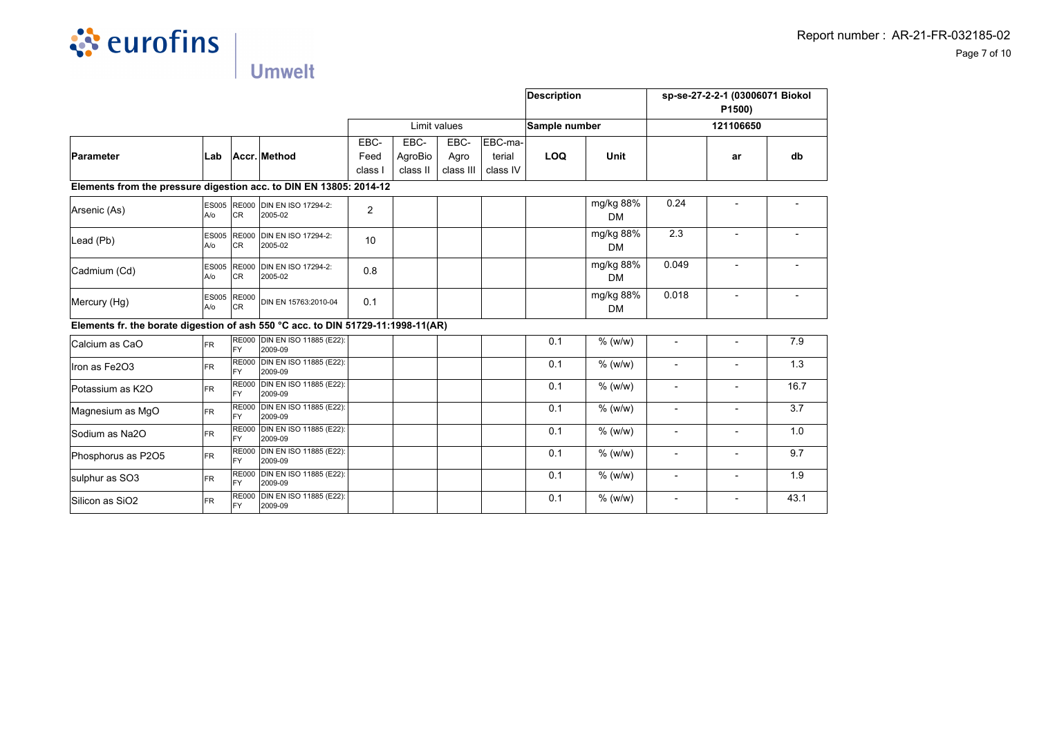| | | | | | | | | Description | | sp-se-27-2-2-1 (03006071 Biokol P1500) | | |
|---|---|---|---|---|---|---|---|---|---|---|---|---|
| | | | | Limit values | | | | Sample number | | 121106650 | | |
| **Parameter** | **Lab** | **Accr.** | **Method** | EBC-Feed class I | EBC-AgroBio class II | EBC-Agro class III | EBC-material class IV | **LOQ** | **Unit** | | **ar** | **db** |
| **Elements from the pressure digestion acc. to DIN EN 13805: 2014-12** | | | | | | | | | | | | |
| Arsenic (As) | ES005 A/o | RE000 CR | DIN EN ISO 17294-2: 2005-02 | 2 | | | | | mg/kg 88% DM | 0.24 | - | - |
| Lead (Pb) | ES005 A/o | RE000 CR | DIN EN ISO 17294-2: 2005-02 | 10 | | | | | mg/kg 88% DM | 2.3 | - | - |
| Cadmium (Cd) | ES005 A/o | RE000 CR | DIN EN ISO 17294-2: 2005-02 | 0.8 | | | | | mg/kg 88% DM | 0.049 | - | - |
| Mercury (Hg) | ES005 A/o | RE000 CR | DIN EN 15763:2010-04 | 0.1 | | | | | mg/kg 88% DM | 0.018 | - | - |
| **Elements fr. the borate digestion of ash 550 °C acc. to DIN 51729-11:1998-11(AR)** | | | | | | | | | | | | |
| Calcium as CaO | FR | RE000 FY | DIN EN ISO 11885 (E22): 2009-09 | | | | | 0.1 | % (w/w) | - | - | 7.9 |
| Iron as Fe2O3 | FR | RE000 FY | DIN EN ISO 11885 (E22): 2009-09 | | | | | 0.1 | % (w/w) | - | - | 1.3 |
| Potassium as K2O | FR | RE000 FY | DIN EN ISO 11885 (E22): 2009-09 | | | | | 0.1 | % (w/w) | - | - | 16.7 |
| Magnesium as MgO | FR | RE000 FY | DIN EN ISO 11885 (E22): 2009-09 | | | | | 0.1 | % (w/w) | - | - | 3.7 |
| Sodium as Na2O | FR | RE000 FY | DIN EN ISO 11885 (E22): 2009-09 | | | | | 0.1 | % (w/w) | - | - | 1.0 |
| Phosphorus as P2O5 | FR | RE000 FY | DIN EN ISO 11885 (E22): 2009-09 | | | | | 0.1 | % (w/w) | - | - | 9.7 |
| sulphur as SO3 | FR | RE000 FY | DIN EN ISO 11885 (E22): 2009-09 | | | | | 0.1 | % (w/w) | - | - | 1.9 |
| Silicon as SiO2 | FR | RE000 FY | DIN EN ISO 11885 (E22): 2009-09 | | | | | 0.1 | % (w/w) | - | - | 43.1 |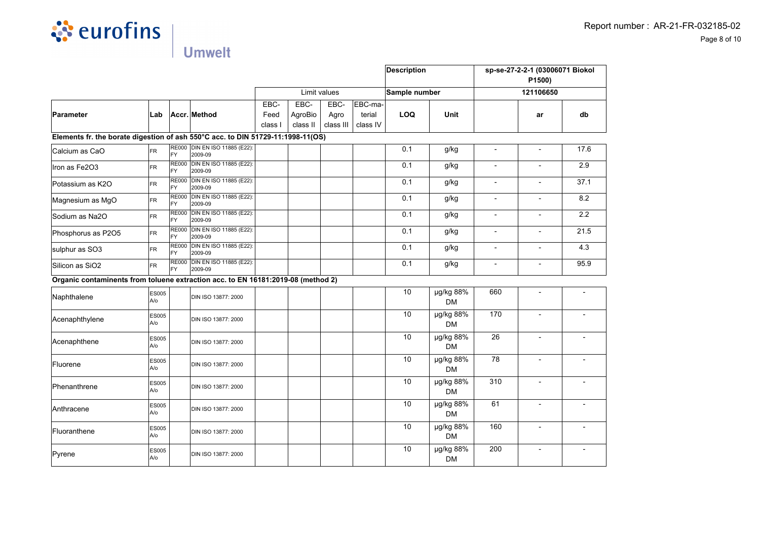| | | | | | | | | Description | | sp-se-27-2-2-1 (03006071 Biokol P1500) | | |
|---|---|---|---|---|---|---|---|---|---|---|---|---|
| | | | | Limit values | | | | Sample number | | 121106650 | | |
| Parameter | Lab | Accr. | Method | EBC-Feed class I | EBC-AgroBio class II | EBC-Agro class III | EBC-material class IV | LOQ | Unit | | ar | db |
| **Elements fr. the borate digestion of ash 550°C acc. to DIN 51729-11:1998-11(OS)** | | | | | | | | | | | | |
| Calcium as CaO | FR | RE000FY | DIN EN ISO 11885 (E22): 2009-09 | | | | | 0.1 | g/kg | - | - | 17.6 |
| Iron as Fe2O3 | FR | RE000FY | DIN EN ISO 11885 (E22): 2009-09 | | | | | 0.1 | g/kg | - | - | 2.9 |
| Potassium as K2O | FR | RE000FY | DIN EN ISO 11885 (E22): 2009-09 | | | | | 0.1 | g/kg | - | - | 37.1 |
| Magnesium as MgO | FR | RE000FY | DIN EN ISO 11885 (E22): 2009-09 | | | | | 0.1 | g/kg | - | - | 8.2 |
| Sodium as Na2O | FR | RE000FY | DIN EN ISO 11885 (E22): 2009-09 | | | | | 0.1 | g/kg | - | - | 2.2 |
| Phosphorus as P2O5 | FR | RE000FY | DIN EN ISO 11885 (E22): 2009-09 | | | | | 0.1 | g/kg | - | - | 21.5 |
| sulphur as SO3 | FR | RE000FY | DIN EN ISO 11885 (E22): 2009-09 | | | | | 0.1 | g/kg | - | - | 4.3 |
| Silicon as SiO2 | FR | RE000FY | DIN EN ISO 11885 (E22): 2009-09 | | | | | 0.1 | g/kg | - | - | 95.9 |
| **Organic contaminents from toluene extraction acc. to EN 16181:2019-08 (method 2)** | | | | | | | | | | | | |
| Naphthalene | ES005 A/o | | DIN ISO 13877: 2000 | | | | | 10 | µg/kg 88% DM | 660 | - | - |
| Acenaphthylene | ES005 A/o | | DIN ISO 13877: 2000 | | | | | 10 | µg/kg 88% DM | 170 | - | - |
| Acenaphthene | ES005 A/o | | DIN ISO 13877: 2000 | | | | | 10 | µg/kg 88% DM | 26 | - | - |
| Fluorene | ES005 A/o | | DIN ISO 13877: 2000 | | | | | 10 | µg/kg 88% DM | 78 | - | - |
| Phenanthrene | ES005 A/o | | DIN ISO 13877: 2000 | | | | | 10 | µg/kg 88% DM | 310 | - | - |
| Anthracene | ES005 A/o | | DIN ISO 13877: 2000 | | | | | 10 | µg/kg 88% DM | 61 | - | - |
| Fluoranthene | ES005 A/o | | DIN ISO 13877: 2000 | | | | | 10 | µg/kg 88% DM | 160 | - | - |
| Pyrene | ES005 A/o | | DIN ISO 13877: 2000 | | | | | 10 | µg/kg 88% DM | 200 | - | - |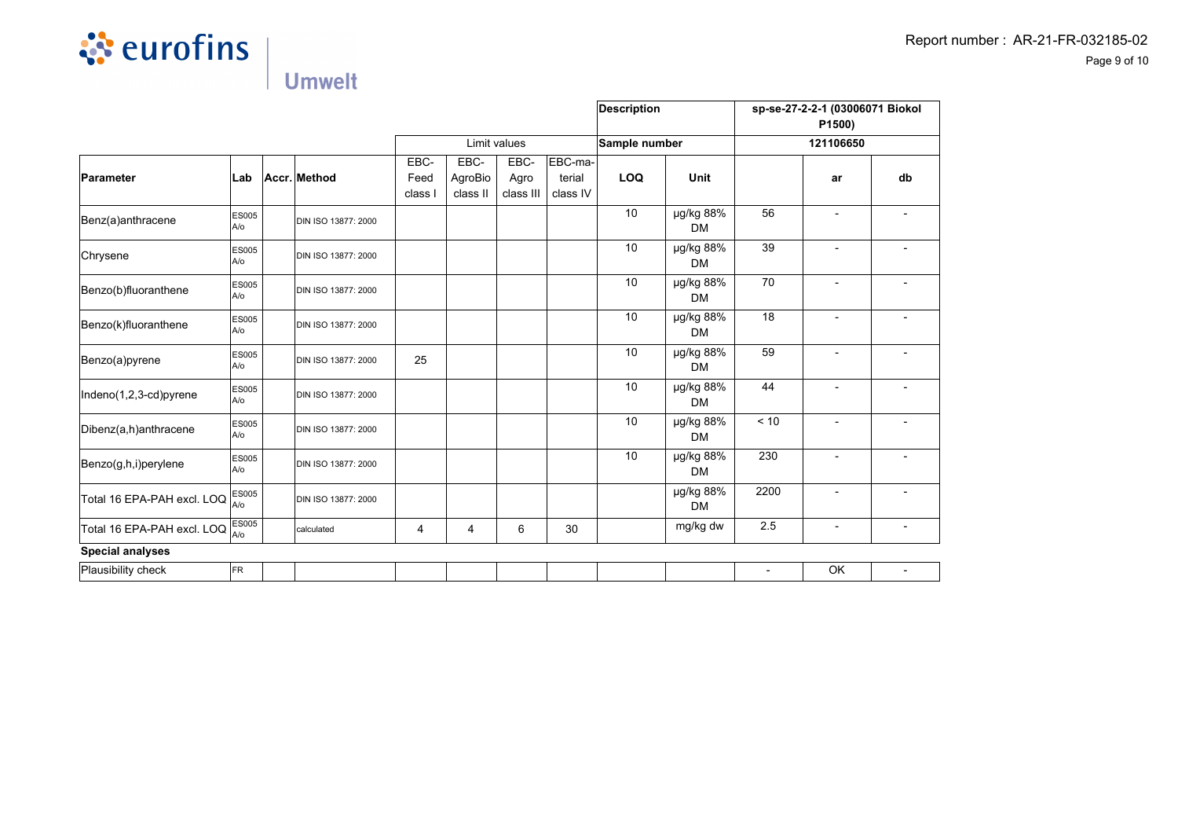| Parameter | Lab | Accr. | Method | Limit values | | | | Description | | sp-se-27-2-2-1 (03006071 Biokol P1500) | | |
|---|---|---|---|---|---|---|---|---|---|---|---|---|
| | | | | | | | | Sample number | | 121106650 | | |
| | | | | EBC-Feed class I | EBC-AgroBio class II | EBC-Agro class III | EBC-material class IV | LOQ | Unit | | ar | db |
| Benz(a)anthracene | ES005 A/o | | DIN ISO 13877: 2000 | | | | | 10 | µg/kg 88% DM | 56 | - | - |
| Chrysene | ES005 A/o | | DIN ISO 13877: 2000 | | | | | 10 | µg/kg 88% DM | 39 | - | - |
| Benzo(b)fluoranthene | ES005 A/o | | DIN ISO 13877: 2000 | | | | | 10 | µg/kg 88% DM | 70 | - | - |
| Benzo(k)fluoranthene | ES005 A/o | | DIN ISO 13877: 2000 | | | | | 10 | µg/kg 88% DM | 18 | - | - |
| Benzo(a)pyrene | ES005 A/o | | DIN ISO 13877: 2000 | 25 | | | | 10 | µg/kg 88% DM | 59 | - | - |
| Indeno(1,2,3-cd)pyrene | ES005 A/o | | DIN ISO 13877: 2000 | | | | | 10 | µg/kg 88% DM | 44 | - | - |
| Dibenz(a,h)anthracene | ES005 A/o | | DIN ISO 13877: 2000 | | | | | 10 | µg/kg 88% DM | < 10 | - | - |
| Benzo(g,h,i)perylene | ES005 A/o | | DIN ISO 13877: 2000 | | | | | 10 | µg/kg 88% DM | 230 | - | - |
| Total 16 EPA-PAH excl. LOQ | ES005 A/o | | DIN ISO 13877: 2000 | | | | | | µg/kg 88% DM | 2200 | - | - |
| Total 16 EPA-PAH excl. LOQ | ES005 A/o | | calculated | 4 | 4 | 6 | 30 | | mg/kg dw | 2.5 | - | - |
| **Special analyses** | | | | | | | | | | | | |
| Plausibility check | FR | | | | | | | | | - | OK | - |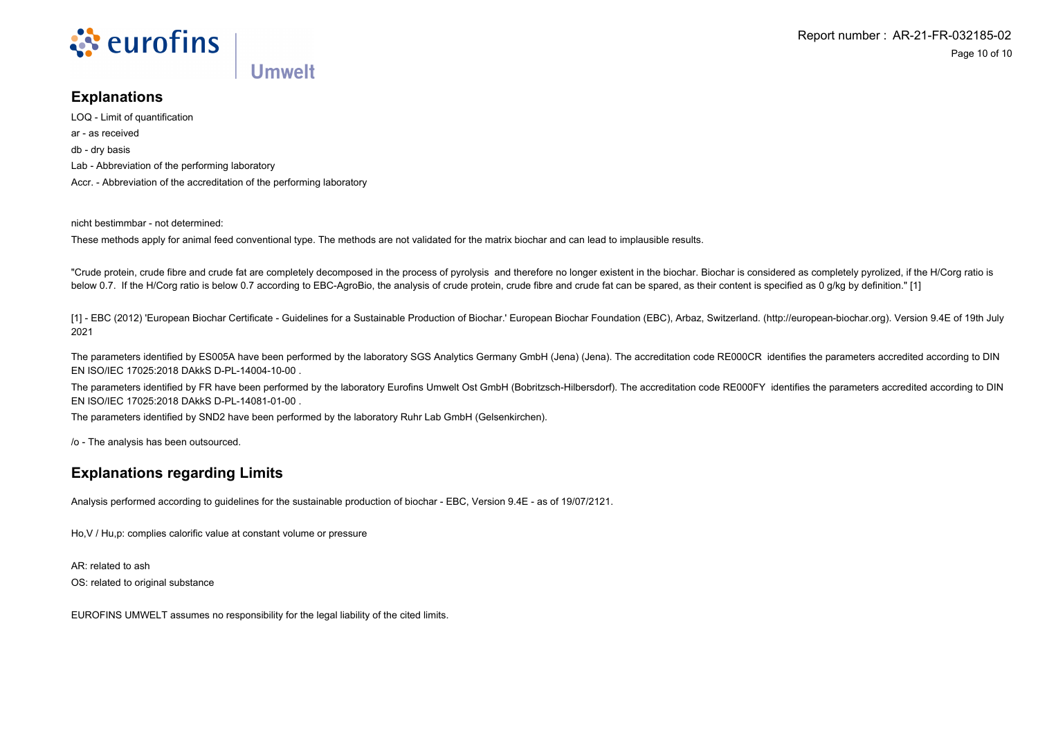## Explanations

LOQ - Limit of quantification

ar - as received

db - dry basis

Lab - Abbreviation of the performing laboratory

Accr. - Abbreviation of the accreditation of the performing laboratory

nicht bestimmbar - not determined:

These methods apply for animal feed conventional type. The methods are not validated for the matrix biochar and can lead to implausible results.

"Crude protein, crude fibre and crude fat are completely decomposed in the process of pyrolysis and therefore no longer existent in the biochar. Biochar is considered as completely pyrolized, if the H/Corg ratio is below 0.7. If the H/Corg ratio is below 0.7 according to EBC-AgroBio, the analysis of crude protein, crude fibre and crude fat can be spared, as their content is specified as 0 g/kg by definition." [1]

[1] - EBC (2012) 'European Biochar Certificate - Guidelines for a Sustainable Production of Biochar.' European Biochar Foundation (EBC), Arbaz, Switzerland. (http://european-biochar.org). Version 9.4E of 19th July 2021

The parameters identified by ES005A have been performed by the laboratory SGS Analytics Germany GmbH (Jena) (Jena). The accreditation code RE000CR identifies the parameters accredited according to DIN EN ISO/IEC 17025:2018 DAkkS D-PL-14004-10-00 .

The parameters identified by FR have been performed by the laboratory Eurofins Umwelt Ost GmbH (Bobritzsch-Hilbersdorf). The accreditation code RE000FY identifies the parameters accredited according to DIN EN ISO/IEC 17025:2018 DAkkS D-PL-14081-01-00 .

The parameters identified by SND2 have been performed by the laboratory Ruhr Lab GmbH (Gelsenkirchen).

/o - The analysis has been outsourced.

## Explanations regarding Limits

Analysis performed according to guidelines for the sustainable production of biochar - EBC, Version 9.4E - as of 19/07/2121.

Ho,V / Hu,p: complies calorific value at constant volume or pressure

AR: related to ash

OS: related to original substance

EUROFINS UMWELT assumes no responsibility for the legal liability of the cited limits.